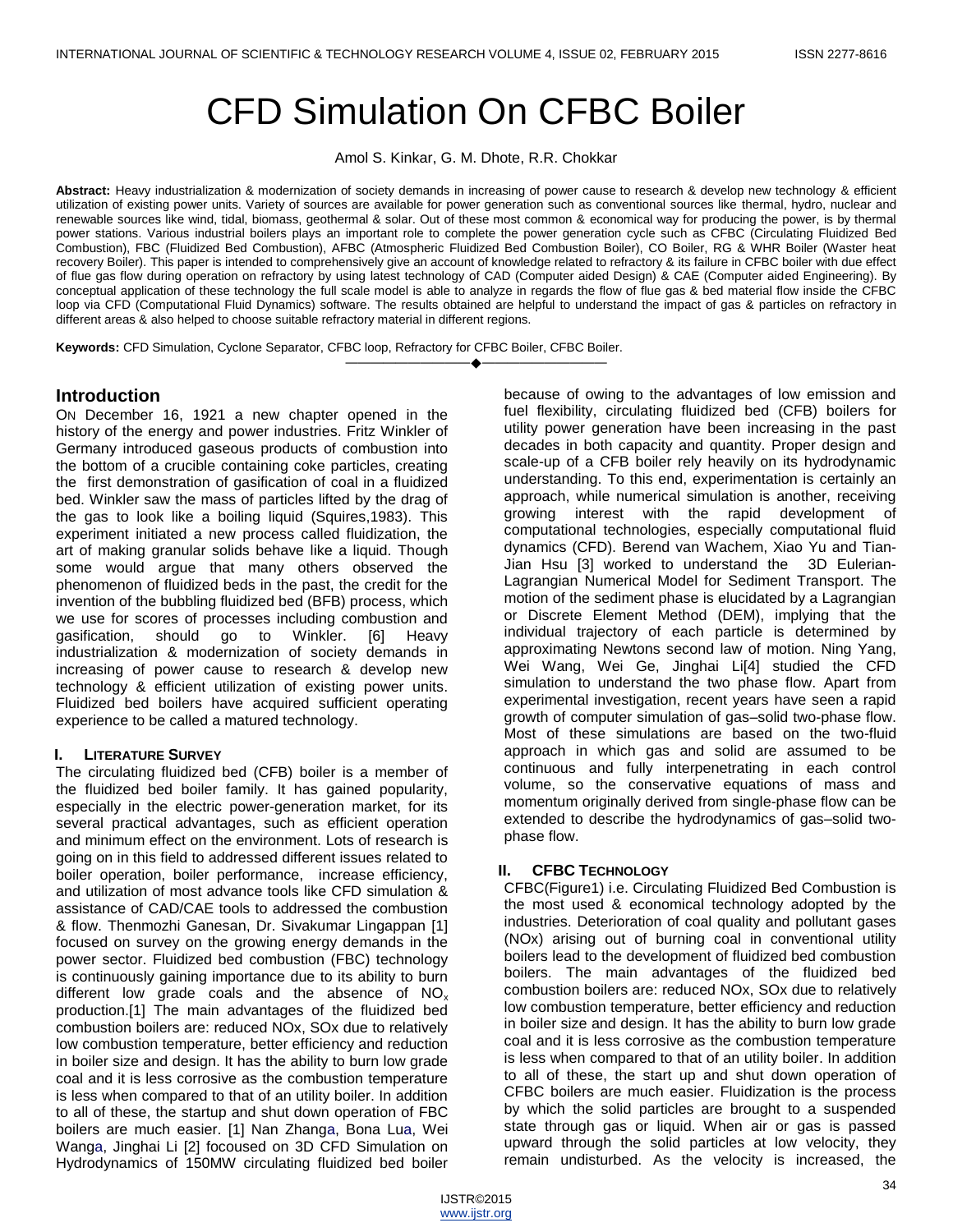# CFD Simulation On CFBC Boiler

Amol S. Kinkar, G. M. Dhote, R.R. Chokkar

**Abstract:** Heavy industrialization & modernization of society demands in increasing of power cause to research & develop new technology & efficient utilization of existing power units. Variety of sources are available for power generation such as conventional sources like thermal, hydro, nuclear and renewable sources like wind, tidal, biomass, geothermal & solar. Out of these most common & economical way for producing the power, is by thermal power stations. Various industrial boilers plays an important role to complete the power generation cycle such as CFBC (Circulating Fluidized Bed Combustion), FBC (Fluidized Bed Combustion), AFBC (Atmospheric Fluidized Bed Combustion Boiler), CO Boiler, RG & WHR Boiler (Waster heat recovery Boiler). This paper is intended to comprehensively give an account of knowledge related to refractory & its failure in CFBC boiler with due effect of flue gas flow during operation on refractory by using latest technology of CAD (Computer aided Design) & CAE (Computer aided Engineering). By conceptual application of these technology the full scale model is able to analyze in regards the flow of flue gas & bed material flow inside the CFBC loop via CFD (Computational Fluid Dynamics) software. The results obtained are helpful to understand the impact of gas & particles on refractory in different areas & also helped to choose suitable refractory material in different regions.

**Keywords:** CFD Simulation, Cyclone Separator, CFBC loop, Refractory for CFBC Boiler, CFBC Boiler.

## Introduction

ON December 16, 1921 a new chapter opened in the history of the energy and power industries. Fritz Winkler of Germany introduced gaseous products of combustion into the bottom of a crucible containing coke particles, creating the first demonstration of gasification of coal in a fluidized bed. Winkler saw the mass of particles lifted by the drag of the gas to look like a boiling liquid (Squires,1983). This experiment initiated a new process called fluidization, the art of making granular solids behave like a liquid. Though some would argue that many others observed the phenomenon of fluidized beds in the past, the credit for the invention of the bubbling fluidized bed (BFB) process, which we use for scores of processes including combustion and gasification, should go to Winkler. [6] Heavy industrialization & modernization of society demands in increasing of power cause to research & develop new technology & efficient utilization of existing power units. Fluidized bed boilers have acquired sufficient operating experience to be called a matured technology.

## I. Literature Survey

The circulating fluidized bed (CFB) boiler is a member of the fluidized bed boiler family. It has gained popularity, especially in the electric power-generation market, for its several practical advantages, such as efficient operation and minimum effect on the environment. Lots of research is going on in this field to addressed different issues related to boiler operation, boiler performance, increase efficiency, and utilization of most advance tools like CFD simulation & assistance of CAD/CAE tools to addressed the combustion & flow. Thenmozhi Ganesan, Dr. Sivakumar Lingappan [1] focused on survey on the growing energy demands in the power sector. Fluidized bed combustion (FBC) technology is continuously gaining importance due to its ability to burn different low grade coals and the absence of $NO_x$ production.[1] The main advantages of the fluidized bed combustion boilers are: reduced NOx, SOx due to relatively low combustion temperature, better efficiency and reduction in boiler size and design. It has the ability to burn low grade coal and it is less corrosive as the combustion temperature is less when compared to that of an utility boiler. In addition to all of these, the startup and shut down operation of FBC boilers are much easier. [1] Nan Zhanga, Bona Lua, Wei Wanga, Jinghai Li [2] focoused on 3D CFD Simulation on Hydrodynamics of 150MW circulating fluidized bed boiler because of owing to the advantages of low emission and fuel flexibility, circulating fluidized bed (CFB) boilers for utility power generation have been increasing in the past decades in both capacity and quantity. Proper design and scale-up of a CFB boiler rely heavily on its hydrodynamic understanding. To this end, experimentation is certainly an approach, while numerical simulation is another, receiving growing interest with the rapid development of computational technologies, especially computational fluid dynamics (CFD). Berend van Wachem, Xiao Yu and Tian-Jian Hsu [3] worked to understand the 3D Eulerian-Lagrangian Numerical Model for Sediment Transport. The motion of the sediment phase is elucidated by a Lagrangian or Discrete Element Method (DEM), implying that the individual trajectory of each particle is determined by approximating Newtons second law of motion. Ning Yang, Wei Wang, Wei Ge, Jinghai Li[4] studied the CFD simulation to understand the two phase flow. Apart from experimental investigation, recent years have seen a rapid growth of computer simulation of gas–solid two-phase flow. Most of these simulations are based on the two-fluid approach in which gas and solid are assumed to be continuous and fully interpenetrating in each control volume, so the conservative equations of mass and momentum originally derived from single-phase flow can be extended to describe the hydrodynamics of gas–solid two-phase flow.

## II. CFBC Technology

CFBC(Figure1) i.e. Circulating Fluidized Bed Combustion is the most used & economical technology adopted by the industries. Deterioration of coal quality and pollutant gases (NOx) arising out of burning coal in conventional utility boilers lead to the development of fluidized bed combustion boilers. The main advantages of the fluidized bed combustion boilers are: reduced NOx, SOx due to relatively low combustion temperature, better efficiency and reduction in boiler size and design. It has the ability to burn low grade coal and it is less corrosive as the combustion temperature is less when compared to that of an utility boiler. In addition to all of these, the start up and shut down operation of CFBC boilers are much easier. Fluidization is the process by which the solid particles are brought to a suspended state through gas or liquid. When air or gas is passed upward through the solid particles at low velocity, they remain undisturbed. As the velocity is increased, the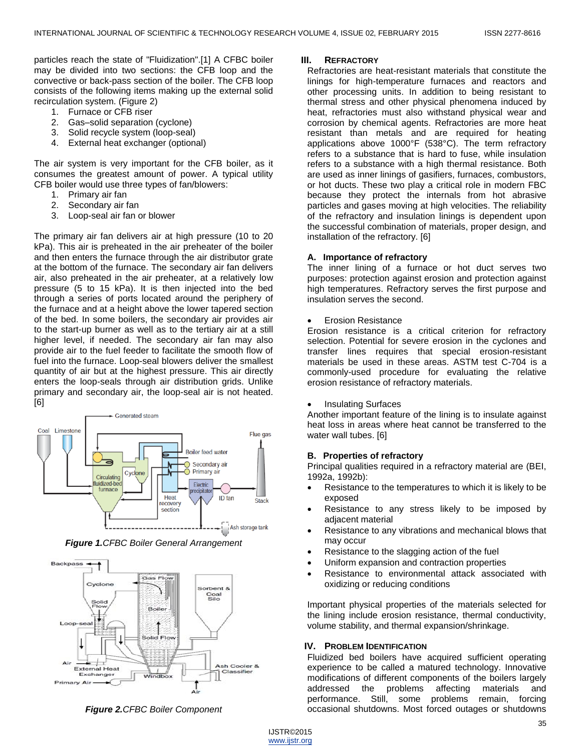particles reach the state of "Fluidization".[1] A CFBC boiler may be divided into two sections: the CFB loop and the convective or back-pass section of the boiler. The CFB loop consists of the following items making up the external solid recirculation system. (Figure 2)

1. Furnace or CFB riser
2. Gas–solid separation (cyclone)
3. Solid recycle system (loop-seal)
4. External heat exchanger (optional)

The air system is very important for the CFB boiler, as it consumes the greatest amount of power. A typical utility CFB boiler would use three types of fan/blowers:

1. Primary air fan
2. Secondary air fan
3. Loop-seal air fan or blower

The primary air fan delivers air at high pressure (10 to 20 kPa). This air is preheated in the air preheater of the boiler and then enters the furnace through the air distributor grate at the bottom of the furnace. The secondary air fan delivers air, also preheated in the air preheater, at a relatively low pressure (5 to 15 kPa). It is then injected into the bed through a series of ports located around the periphery of the furnace and at a height above the lower tapered section of the bed. In some boilers, the secondary air provides air to the start-up burner as well as to the tertiary air at a still higher level, if needed. The secondary air fan may also provide air to the fuel feeder to facilitate the smooth flow of fuel into the furnace. Loop-seal blowers deliver the smallest quantity of air but at the highest pressure. This air directly enters the loop-seals through air distribution grids. Unlike primary and secondary air, the loop-seal air is not heated. [6]

Generated steam
Coal
Limestone
Flue gas
Boiler feed water
Secondary air
Primary air
Cyclone
Circulating fluidized-bed furnace
Electric precipitator
ID fan
Stack
Heat recovery section
Ash storage tank

***Figure 1.****CFBC Boiler General Arrangement*

Backpass
Gas Flow
Cyclone
Sorbent & Coal Silo
Solid Flow
Boiler
Loop-seal
Solid Flow
Air
External Heat Exchanger
Primary Air
Windbox
Ash Cooler & Classifier
Air

***Figure 2.****CFBC Boiler Component*

## III. Refractory

Refractories are heat-resistant materials that constitute the linings for high-temperature furnaces and reactors and other processing units. In addition to being resistant to thermal stress and other physical phenomena induced by heat, refractories must also withstand physical wear and corrosion by chemical agents. Refractories are more heat resistant than metals and are required for heating applications above 1000°F (538°C). The term refractory refers to a substance that is hard to fuse, while insulation refers to a substance with a high thermal resistance. Both are used as inner linings of gasifiers, furnaces, combustors, or hot ducts. These two play a critical role in modern FBC because they protect the internals from hot abrasive particles and gases moving at high velocities. The reliability of the refractory and insulation linings is dependent upon the successful combination of materials, proper design, and installation of the refractory. [6]

### A. Importance of refractory

The inner lining of a furnace or hot duct serves two purposes: protection against erosion and protection against high temperatures. Refractory serves the first purpose and insulation serves the second.

- Erosion Resistance

Erosion resistance is a critical criterion for refractory selection. Potential for severe erosion in the cyclones and transfer lines requires that special erosion-resistant materials be used in these areas. ASTM test C-704 is a commonly-used procedure for evaluating the relative erosion resistance of refractory materials.

- Insulating Surfaces

Another important feature of the lining is to insulate against heat loss in areas where heat cannot be transferred to the water wall tubes. [6]

### B. Properties of refractory

Principal qualities required in a refractory material are (BEI, 1992a, 1992b):

- Resistance to the temperatures to which it is likely to be exposed
- Resistance to any stress likely to be imposed by adjacent material
- Resistance to any vibrations and mechanical blows that may occur
- Resistance to the slagging action of the fuel
- Uniform expansion and contraction properties
- Resistance to environmental attack associated with oxidizing or reducing conditions

Important physical properties of the materials selected for the lining include erosion resistance, thermal conductivity, volume stability, and thermal expansion/shrinkage.

## IV. Problem Identification

Fluidized bed boilers have acquired sufficient operating experience to be called a matured technology. Innovative modifications of different components of the boilers largely addressed the problems affecting materials and performance. Still, some problems remain, forcing occasional shutdowns. Most forced outages or shutdowns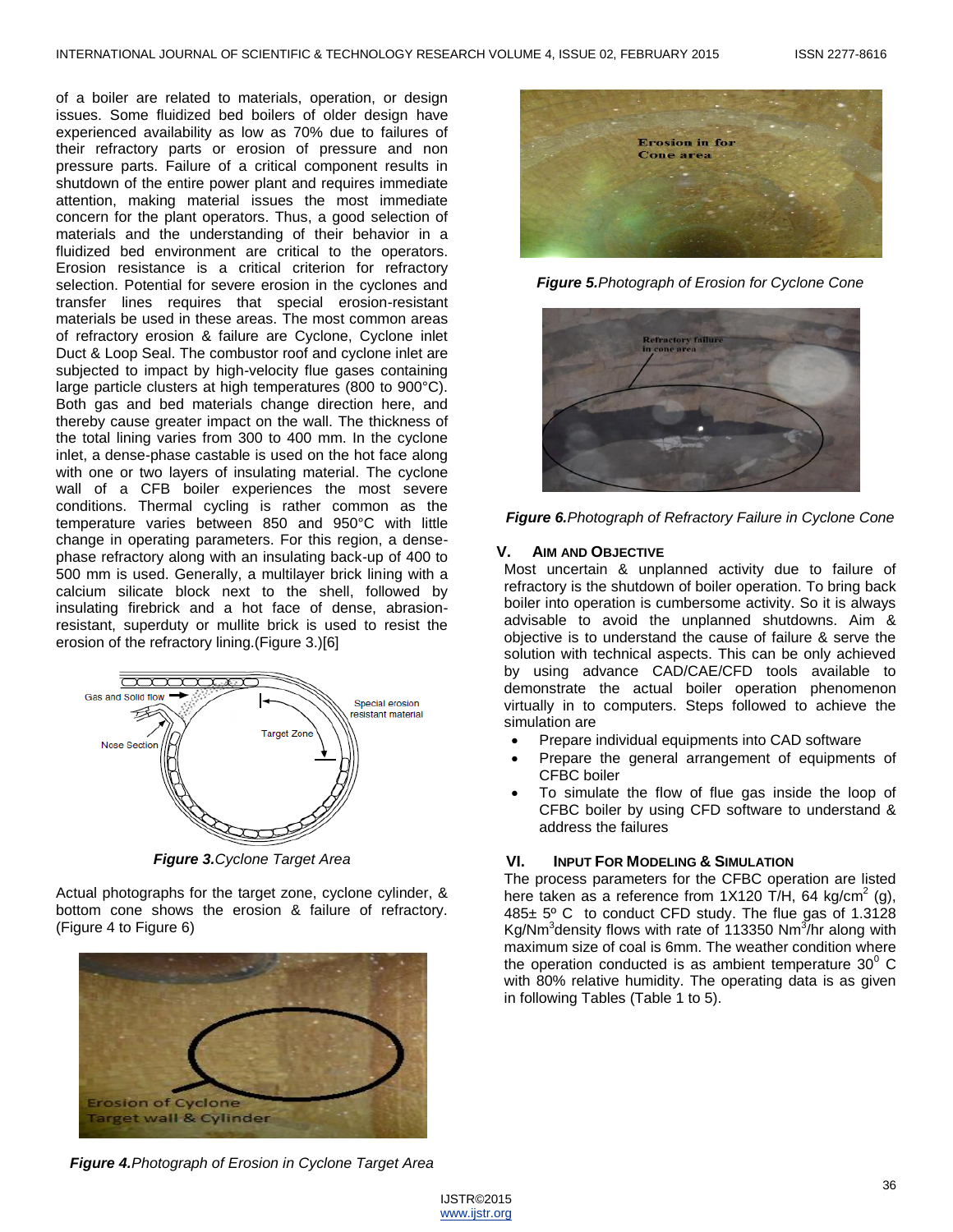of a boiler are related to materials, operation, or design issues. Some fluidized bed boilers of older design have experienced availability as low as 70% due to failures of their refractory parts or erosion of pressure and non pressure parts. Failure of a critical component results in shutdown of the entire power plant and requires immediate attention, making material issues the most immediate concern for the plant operators. Thus, a good selection of materials and the understanding of their behavior in a fluidized bed environment are critical to the operators. Erosion resistance is a critical criterion for refractory selection. Potential for severe erosion in the cyclones and transfer lines requires that special erosion-resistant materials be used in these areas. The most common areas of refractory erosion & failure are Cyclone, Cyclone inlet Duct & Loop Seal. The combustor roof and cyclone inlet are subjected to impact by high-velocity flue gases containing large particle clusters at high temperatures (800 to 900°C). Both gas and bed materials change direction here, and thereby cause greater impact on the wall. The thickness of the total lining varies from 300 to 400 mm. In the cyclone inlet, a dense-phase castable is used on the hot face along with one or two layers of insulating material. The cyclone wall of a CFB boiler experiences the most severe conditions. Thermal cycling is rather common as the temperature varies between 850 and 950°C with little change in operating parameters. For this region, a dense-phase refractory along with an insulating back-up of 400 to 500 mm is used. Generally, a multilayer brick lining with a calcium silicate block next to the shell, followed by insulating firebrick and a hot face of dense, abrasion-resistant, superduty or mullite brick is used to resist the erosion of the refractory lining.(Figure 3.)[6]

***Figure 3.****Cyclone Target Area*

Actual photographs for the target zone, cyclone cylinder, & bottom cone shows the erosion & failure of refractory. (Figure 4 to Figure 6)

***Figure 4.****Photograph of Erosion in Cyclone Target Area*

***Figure 5.****Photograph of Erosion for Cyclone Cone*

***Figure 6.****Photograph of Refractory Failure in Cyclone Cone*

## V. Aim and Objective

Most uncertain & unplanned activity due to failure of refractory is the shutdown of boiler operation. To bring back boiler into operation is cumbersome activity. So it is always advisable to avoid the unplanned shutdowns. Aim & objective is to understand the cause of failure & serve the solution with technical aspects. This can be only achieved by using advance CAD/CAE/CFD tools available to demonstrate the actual boiler operation phenomenon virtually in to computers. Steps followed to achieve the simulation are

- Prepare individual equipments into CAD software
- Prepare the general arrangement of equipments of CFBC boiler
- To simulate the flow of flue gas inside the loop of CFBC boiler by using CFD software to understand & address the failures

## VI. Input For Modeling & Simulation

The process parameters for the CFBC operation are listed here taken as a reference from 1X120 T/H, 64 kg/cm$^2$ (g), 485± 5º C to conduct CFD study. The flue gas of 1.3128 Kg/Nm$^3$density flows with rate of 113350 Nm$^3$/hr along with maximum size of coal is 6mm. The weather condition where the operation conducted is as ambient temperature 30$^0$ C with 80% relative humidity. The operating data is as given in following Tables (Table 1 to 5).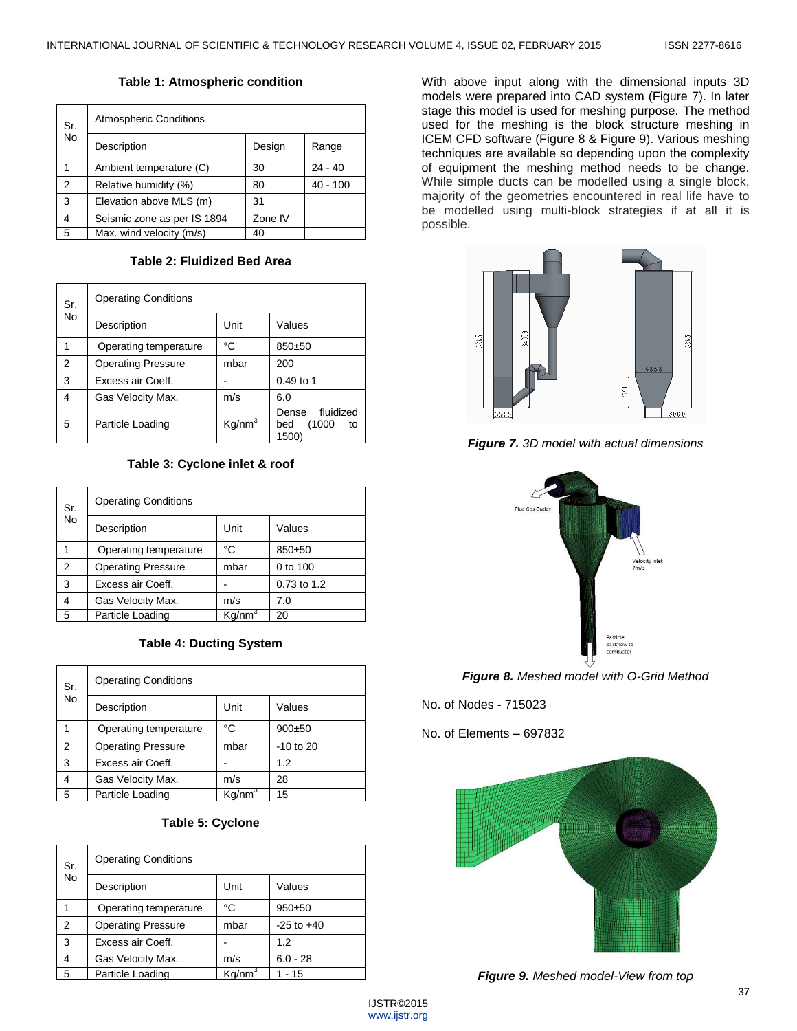**Table 1: Atmospheric condition**

| Sr. No | Atmospheric Conditions | | |
|---|---|---|---|
| | Description | Design | Range |
| 1 | Ambient temperature (C) | 30 | 24 - 40 |
| 2 | Relative humidity (%) | 80 | 40 - 100 |
| 3 | Elevation above MLS (m) | 31 | |
| 4 | Seismic zone as per IS 1894 | Zone IV | |
| 5 | Max. wind velocity (m/s) | 40 | |

**Table 2: Fluidized Bed Area**

| Sr. No | Operating Conditions | | |
|---|---|---|---|
| | Description | Unit | Values |
| 1 | Operating temperature | °C | 850±50 |
| 2 | Operating Pressure | mbar | 200 |
| 3 | Excess air Coeff. | - | 0.49 to 1 |
| 4 | Gas Velocity Max. | m/s | 6.0 |
| 5 | Particle Loading | $Kg/nm^3$ | Dense fluidized bed (1000 to 1500) |

**Table 3: Cyclone inlet & roof**

| Sr. No | Operating Conditions | | |
|---|---|---|---|
| | Description | Unit | Values |
| 1 | Operating temperature | °C | 850±50 |
| 2 | Operating Pressure | mbar | 0 to 100 |
| 3 | Excess air Coeff. | - | 0.73 to 1.2 |
| 4 | Gas Velocity Max. | m/s | 7.0 |
| 5 | Particle Loading | $Kg/nm^3$ | 20 |

**Table 4: Ducting System**

| Sr. No | Operating Conditions | | |
|---|---|---|---|
| | Description | Unit | Values |
| 1 | Operating temperature | °C | 900±50 |
| 2 | Operating Pressure | mbar | -10 to 20 |
| 3 | Excess air Coeff. | - | 1.2 |
| 4 | Gas Velocity Max. | m/s | 28 |
| 5 | Particle Loading | $Kg/nm^3$ | 15 |

**Table 5: Cyclone**

| Sr. No | Operating Conditions | | |
|---|---|---|---|
| | Description | Unit | Values |
| 1 | Operating temperature | °C | 950±50 |
| 2 | Operating Pressure | mbar | -25 to +40 |
| 3 | Excess air Coeff. | - | 1.2 |
| 4 | Gas Velocity Max. | m/s | 6.0 - 28 |
| 5 | Particle Loading | $Kg/nm^3$ | 1 - 15 |

With above input along with the dimensional inputs 3D models were prepared into CAD system (Figure 7). In later stage this model is used for meshing purpose. The method used for the meshing is the block structure meshing in ICEM CFD software (Figure 8 & Figure 9). Various meshing techniques are available so depending upon the complexity of equipment the meshing method needs to be change. While simple ducts can be modelled using a single block, majority of the geometries encountered in real life have to be modelled using multi-block strategies if at all it is possible.

***Figure 7.*** *3D model with actual dimensions*

***Figure 8.*** *Meshed model with O-Grid Method*

No. of Nodes - 715023

No. of Elements – 697832

***Figure 9.*** *Meshed model-View from top*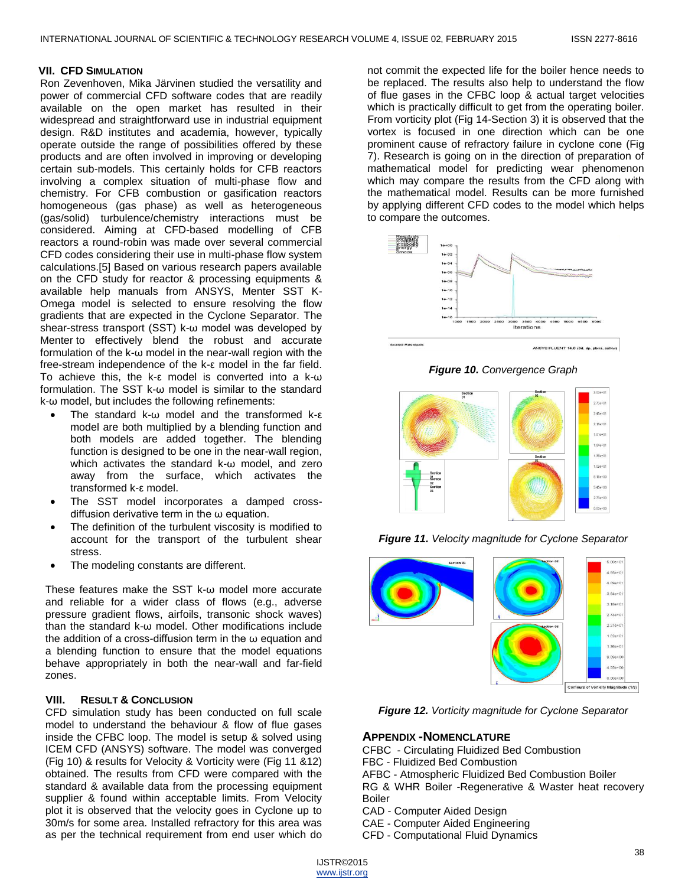## VII. CFD Simulation

Ron Zevenhoven, Mika Järvinen studied the versatility and power of commercial CFD software codes that are readily available on the open market has resulted in their widespread and straightforward use in industrial equipment design. R&D institutes and academia, however, typically operate outside the range of possibilities offered by these products and are often involved in improving or developing certain sub-models. This certainly holds for CFB reactors involving a complex situation of multi-phase flow and chemistry. For CFB combustion or gasification reactors homogeneous (gas phase) as well as heterogeneous (gas/solid) turbulence/chemistry interactions must be considered. Aiming at CFD-based modelling of CFB reactors a round-robin was made over several commercial CFD codes considering their use in multi-phase flow system calculations.[5] Based on various research papers available on the CFD study for reactor & processing equipments & available help manuals from ANSYS, Menter SST K-Omega model is selected to ensure resolving the flow gradients that are expected in the Cyclone Separator. The shear-stress transport (SST) k-ω model was developed by Menter to effectively blend the robust and accurate formulation of the k-ω model in the near-wall region with the free-stream independence of the k-ε model in the far field. To achieve this, the k-ε model is converted into a k-ω formulation. The SST k-ω model is similar to the standard k-ω model, but includes the following refinements:

- The standard k-ω model and the transformed k-ε model are both multiplied by a blending function and both models are added together. The blending function is designed to be one in the near-wall region, which activates the standard k-ω model, and zero away from the surface, which activates the transformed k-ε model.
- The SST model incorporates a damped cross-diffusion derivative term in the ω equation.
- The definition of the turbulent viscosity is modified to account for the transport of the turbulent shear stress.
- The modeling constants are different.

These features make the SST k-ω model more accurate and reliable for a wider class of flows (e.g., adverse pressure gradient flows, airfoils, transonic shock waves) than the standard k-ω model. Other modifications include the addition of a cross-diffusion term in the ω equation and a blending function to ensure that the model equations behave appropriately in both the near-wall and far-field zones.

## VIII. Result & Conclusion

CFD simulation study has been conducted on full scale model to understand the behaviour & flow of flue gases inside the CFBC loop. The model is setup & solved using ICEM CFD (ANSYS) software. The model was converged (Fig 10) & results for Velocity & Vorticity were (Fig 11 &12) obtained. The results from CFD were compared with the standard & available data from the processing equipment supplier & found within acceptable limits. From Velocity plot it is observed that the velocity goes in Cyclone up to 30m/s for some area. Installed refractory for this area was as per the technical requirement from end user which do not commit the expected life for the boiler hence needs to be replaced. The results also help to understand the flow of flue gases in the CFBC loop & actual target velocities which is practically difficult to get from the operating boiler. From vorticity plot (Fig 14-Section 3) it is observed that the vortex is focused in one direction which can be one prominent cause of refractory failure in cyclone cone (Fig 7). Research is going on in the direction of preparation of mathematical model for predicting wear phenomenon which may compare the results from the CFD along with the mathematical model. Results can be more furnished by applying different CFD codes to the model which helps to compare the outcomes.

***Figure 10.*** *Convergence Graph*

***Figure 11.*** *Velocity magnitude for Cyclone Separator*

***Figure 12.*** *Vorticity magnitude for Cyclone Separator*

## Appendix - Nomenclature

CFBC - Circulating Fluidized Bed Combustion
FBC - Fluidized Bed Combustion
AFBC - Atmospheric Fluidized Bed Combustion Boiler
RG & WHR Boiler - Regenerative & Waster heat recovery Boiler
CAD - Computer Aided Design
CAE - Computer Aided Engineering
CFD - Computational Fluid Dynamics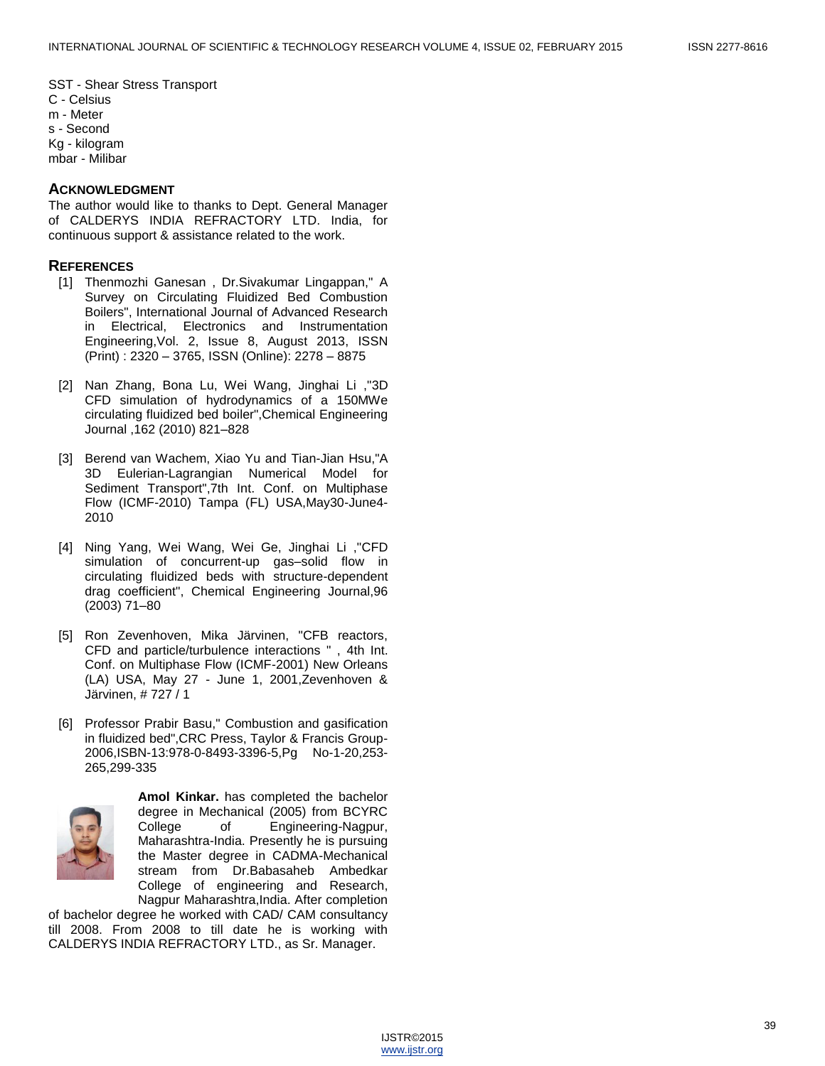SST - Shear Stress Transport
C - Celsius
m - Meter
s - Second
Kg - kilogram
mbar - Milibar

## ACKNOWLEDGMENT

The author would like to thanks to Dept. General Manager of CALDERYS INDIA REFRACTORY LTD. India, for continuous support & assistance related to the work.

## REFERENCES

[1] Thenmozhi Ganesan , Dr.Sivakumar Lingappan," A Survey on Circulating Fluidized Bed Combustion Boilers", International Journal of Advanced Research in Electrical, Electronics and Instrumentation Engineering,Vol. 2, Issue 8, August 2013, ISSN (Print) : 2320 – 3765, ISSN (Online): 2278 – 8875

[2] Nan Zhang, Bona Lu, Wei Wang, Jinghai Li ,"3D CFD simulation of hydrodynamics of a 150MWe circulating fluidized bed boiler",Chemical Engineering Journal ,162 (2010) 821–828

[3] Berend van Wachem, Xiao Yu and Tian-Jian Hsu,"A 3D Eulerian-Lagrangian Numerical Model for Sediment Transport",7th Int. Conf. on Multiphase Flow (ICMF-2010) Tampa (FL) USA,May30-June4-2010

[4] Ning Yang, Wei Wang, Wei Ge, Jinghai Li ,"CFD simulation of concurrent-up gas–solid flow in circulating fluidized beds with structure-dependent drag coefficient", Chemical Engineering Journal,96 (2003) 71–80

[5] Ron Zevenhoven, Mika Järvinen, "CFB reactors, CFD and particle/turbulence interactions " , 4th Int. Conf. on Multiphase Flow (ICMF-2001) New Orleans (LA) USA, May 27 - June 1, 2001,Zevenhoven & Järvinen, # 727 / 1

[6] Professor Prabir Basu," Combustion and gasification in fluidized bed",CRC Press, Taylor & Francis Group-2006,ISBN-13:978-0-8493-3396-5,Pg No-1-20,253-265,299-335

**Amol Kinkar.** has completed the bachelor degree in Mechanical (2005) from BCYRC College of Engineering-Nagpur, Maharashtra-India. Presently he is pursuing the Master degree in CADMA-Mechanical stream from Dr.Babasaheb Ambedkar College of engineering and Research, Nagpur Maharashtra,India. After completion of bachelor degree he worked with CAD/ CAM consultancy till 2008. From 2008 to till date he is working with CALDERYS INDIA REFRACTORY LTD., as Sr. Manager.